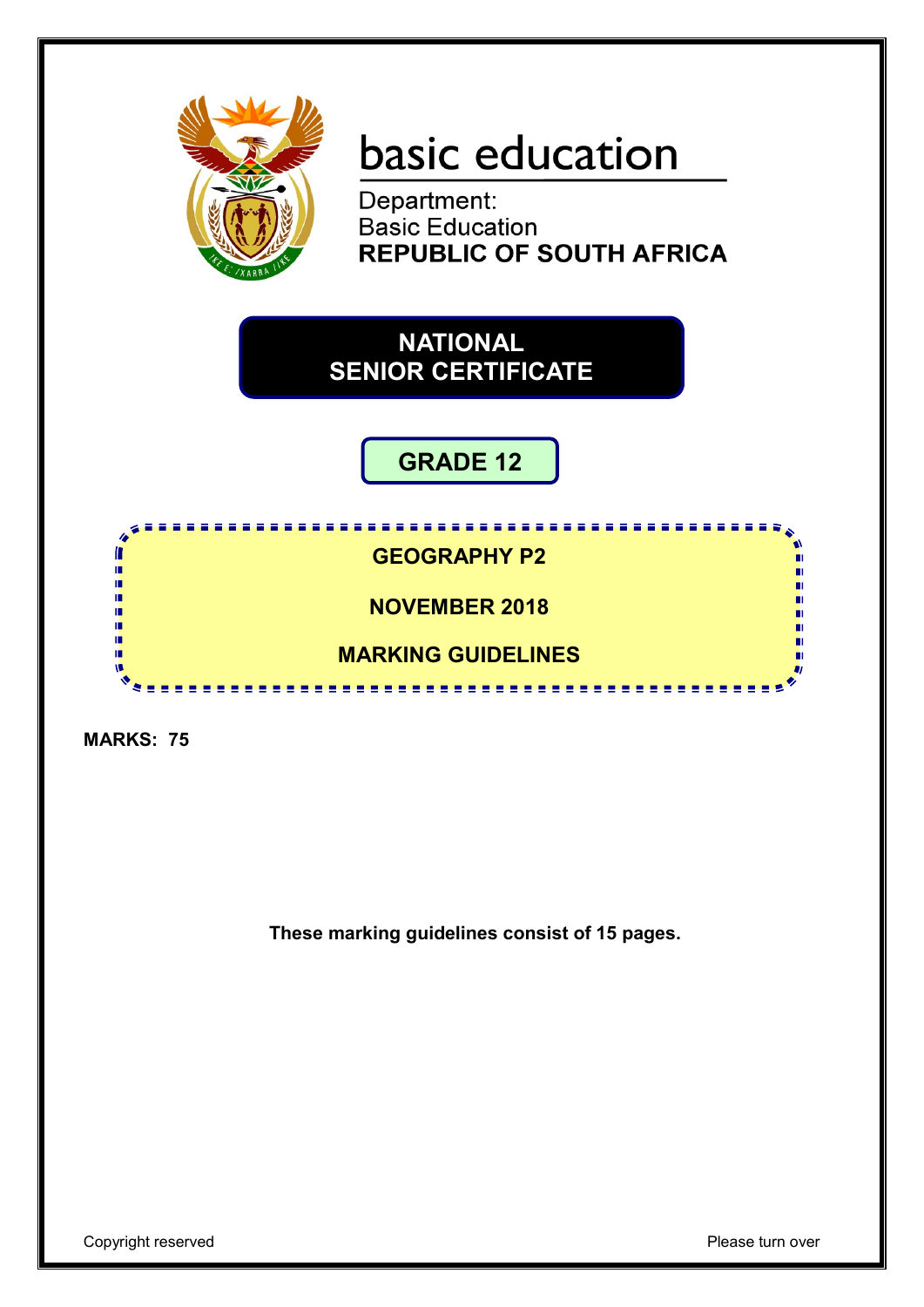basic education

Department:
Basic Education
**REPUBLIC OF SOUTH AFRICA**

# NATIONAL SENIOR CERTIFICATE

## GRADE 12

## GEOGRAPHY P2

## NOVEMBER 2018

## MARKING GUIDELINES

**MARKS: 75**

**These marking guidelines consist of 15 pages.**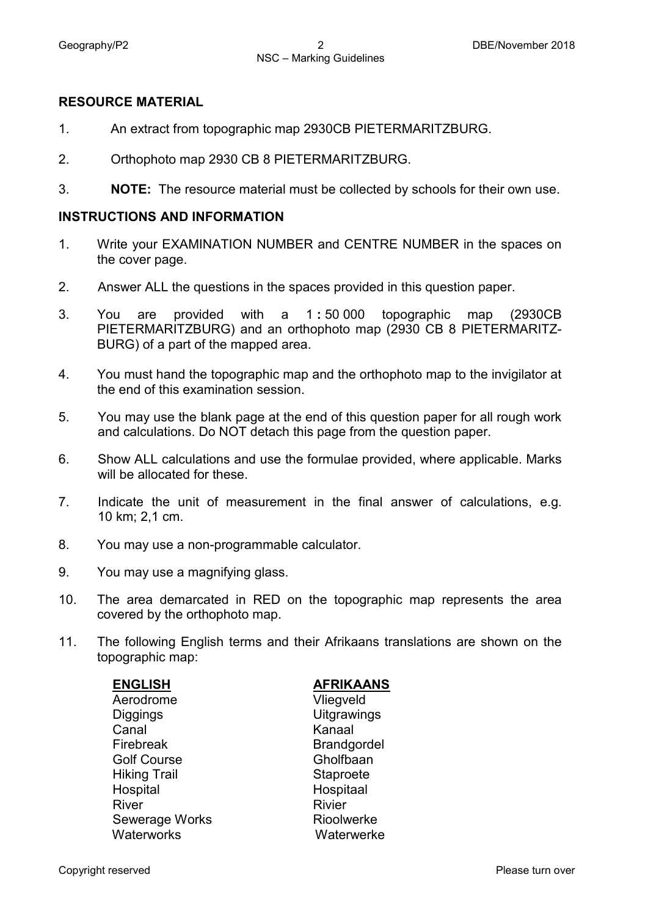## RESOURCE MATERIAL

1. An extract from topographic map 2930CB PIETERMARITZBURG.
2. Orthophoto map 2930 CB 8 PIETERMARITZBURG.
3. **NOTE:** The resource material must be collected by schools for their own use.

## INSTRUCTIONS AND INFORMATION

1. Write your EXAMINATION NUMBER and CENTRE NUMBER in the spaces on the cover page.
2. Answer ALL the questions in the spaces provided in this question paper.
3. You are provided with a 1 **:** 50 000 topographic map (2930CB PIETERMARITZBURG) and an orthophoto map (2930 CB 8 PIETERMARITZ-BURG) of a part of the mapped area.
4. You must hand the topographic map and the orthophoto map to the invigilator at the end of this examination session.
5. You may use the blank page at the end of this question paper for all rough work and calculations. Do NOT detach this page from the question paper.
6. Show ALL calculations and use the formulae provided, where applicable. Marks will be allocated for these.
7. Indicate the unit of measurement in the final answer of calculations, e.g. 10 km; 2,1 cm.
8. You may use a non-programmable calculator.
9. You may use a magnifying glass.
10. The area demarcated in RED on the topographic map represents the area covered by the orthophoto map.
11. The following English terms and their Afrikaans translations are shown on the topographic map:

| **ENGLISH** | **AFRIKAANS** |
|---|---|
| Aerodrome | Vliegveld |
| Diggings | Uitgrawings |
| Canal | Kanaal |
| Firebreak | Brandgordel |
| Golf Course | Gholfbaan |
| Hiking Trail | Staproete |
| Hospital | Hospitaal |
| River | Rivier |
| Sewerage Works | Rioolwerke |
| Waterworks | Waterwerke |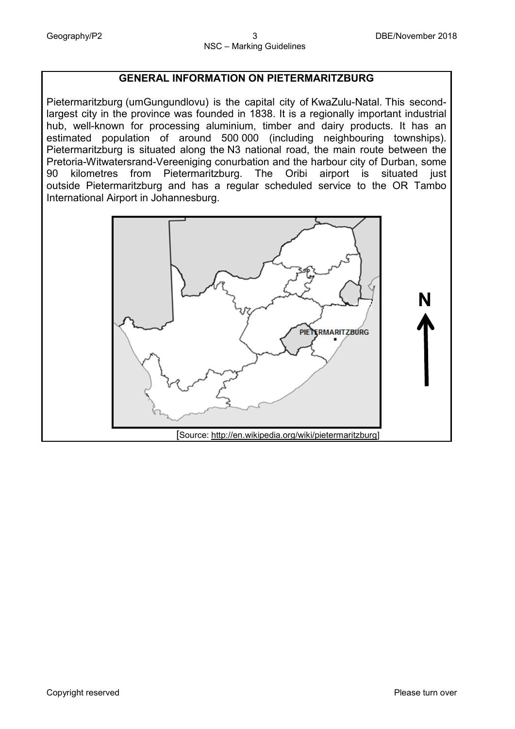## GENERAL INFORMATION ON PIETERMARITZBURG

Pietermaritzburg (umGungundlovu) is the capital city of KwaZulu-Natal. This second-largest city in the province was founded in 1838. It is a regionally important industrial hub, well-known for processing aluminium, timber and dairy products. It has an estimated population of around 500 000 (including neighbouring townships). Pietermaritzburg is situated along the N3 national road, the main route between the Pretoria-Witwatersrand-Vereeniging conurbation and the harbour city of Durban, some 90 kilometres from Pietermaritzburg. The Oribi airport is situated just outside Pietermaritzburg and has a regular scheduled service to the OR Tambo International Airport in Johannesburg.

PIETERMARITZBURG

N

[Source: http://en.wikipedia.org/wiki/pietermaritzburg]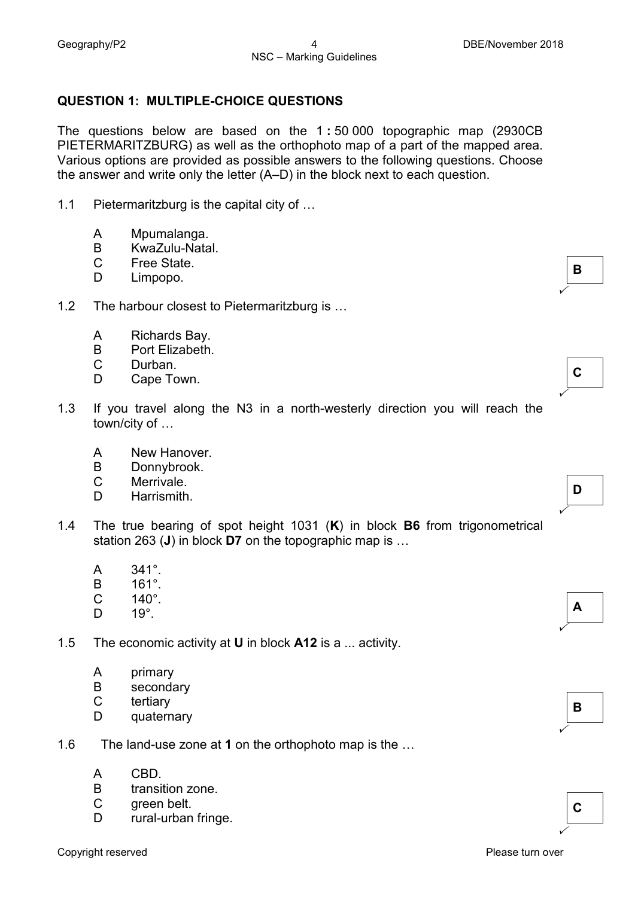## QUESTION 1: MULTIPLE-CHOICE QUESTIONS

The questions below are based on the 1 : 50 000 topographic map (2930CB PIETERMARITZBURG) as well as the orthophoto map of a part of the mapped area. Various options are provided as possible answers to the following questions. Choose the answer and write only the letter (A–D) in the block next to each question.

1.1 Pietermaritzburg is the capital city of …

- A Mpumalanga.
- B KwaZulu-Natal.
- C Free State.
- D Limpopo.

**B** ✓

1.2 The harbour closest to Pietermaritzburg is …

- A Richards Bay.
- B Port Elizabeth.
- C Durban.
- D Cape Town.

**C** ✓

1.3 If you travel along the N3 in a north-westerly direction you will reach the town/city of …

- A New Hanover.
- B Donnybrook.
- C Merrivale.
- D Harrismith.

**D** ✓

1.4 The true bearing of spot height 1031 (**K**) in block **B6** from trigonometrical station 263 (**J**) in block **D7** on the topographic map is …

- A 341°.
- B 161°.
- C 140°.
- D 19°.

**A** ✓

1.5 The economic activity at **U** in block **A12** is a ... activity.

- A primary
- B secondary
- C tertiary
- D quaternary

**B** ✓

1.6 The land-use zone at **1** on the orthophoto map is the …

- A CBD.
- B transition zone.
- C green belt.
- D rural-urban fringe.

**C** ✓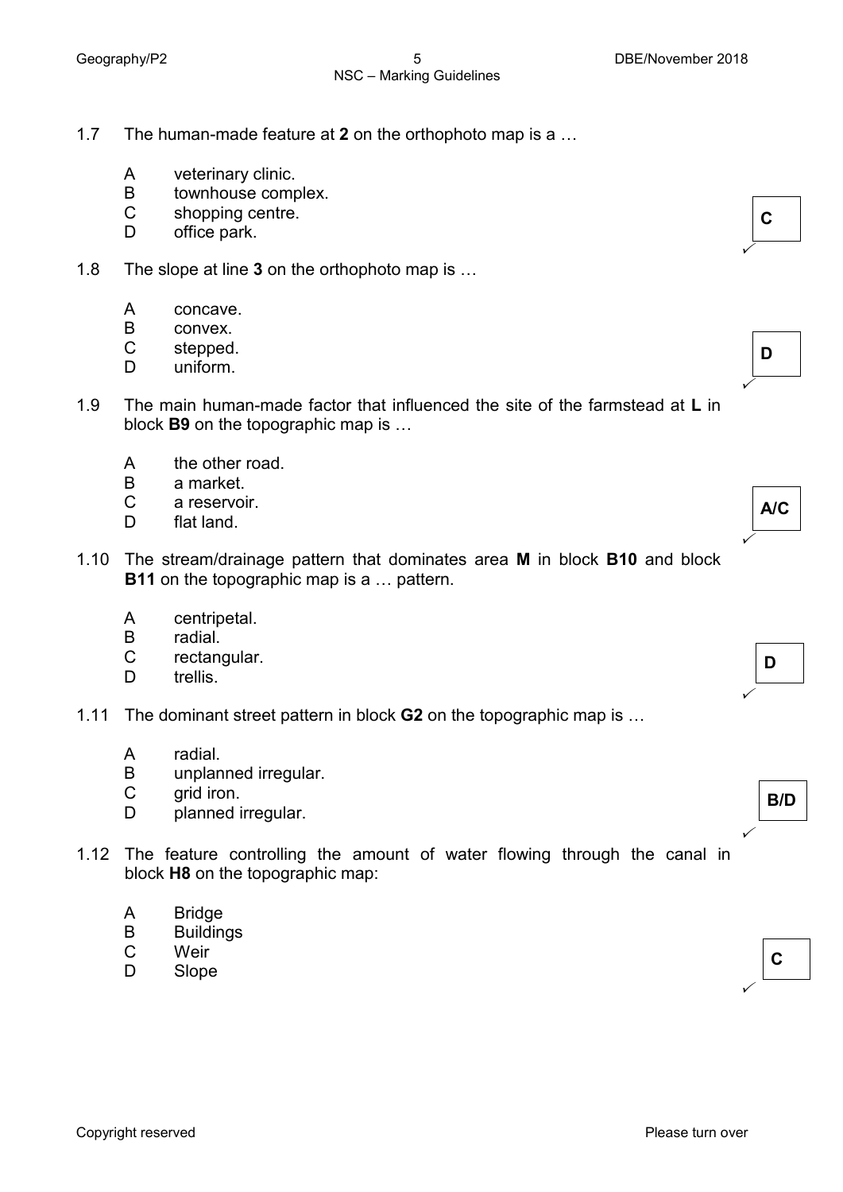1.7 The human-made feature at **2** on the orthophoto map is a …

A veterinary clinic.
B townhouse complex.
C shopping centre.
D office park.

**C** ✓

1.8 The slope at line **3** on the orthophoto map is …

A concave.
B convex.
C stepped.
D uniform.

**D** ✓

1.9 The main human-made factor that influenced the site of the farmstead at **L** in block **B9** on the topographic map is …

A the other road.
B a market.
C a reservoir.
D flat land.

**A/C** ✓

1.10 The stream/drainage pattern that dominates area **M** in block **B10** and block **B11** on the topographic map is a … pattern.

A centripetal.
B radial.
C rectangular.
D trellis.

**D** ✓

1.11 The dominant street pattern in block **G2** on the topographic map is …

A radial.
B unplanned irregular.
C grid iron.
D planned irregular.

**B/D** ✓

1.12 The feature controlling the amount of water flowing through the canal in block **H8** on the topographic map:

A Bridge
B Buildings
C Weir
D Slope

**C** ✓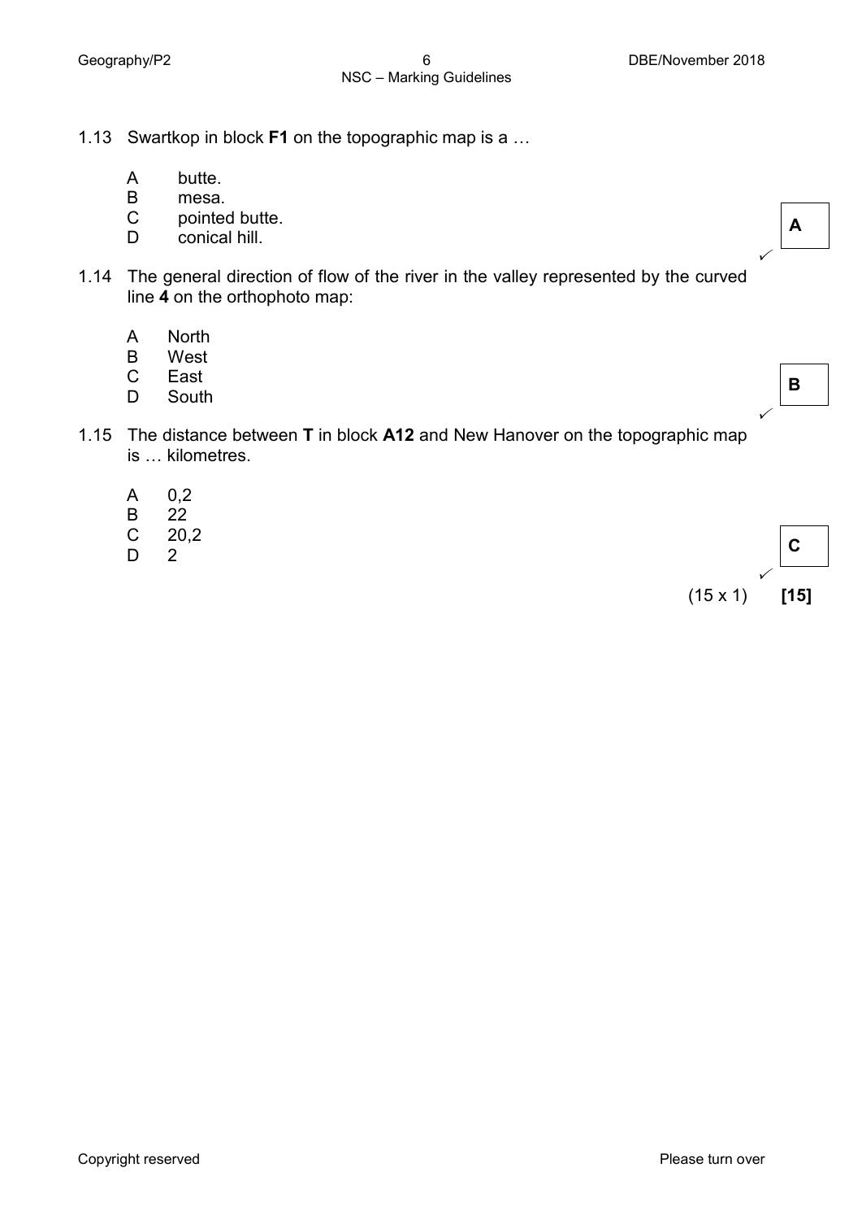1.13 Swartkop in block **F1** on the topographic map is a …

A butte.
B mesa.
C pointed butte.
D conical hill.

**A** ✓

1.14 The general direction of flow of the river in the valley represented by the curved line **4** on the orthophoto map:

A North
B West
C East
D South

**B** ✓

1.15 The distance between **T** in block **A12** and New Hanover on the topographic map is … kilometres.

A 0,2
B 22
C 20,2
D 2

**C** ✓

(15 x 1) **[15]**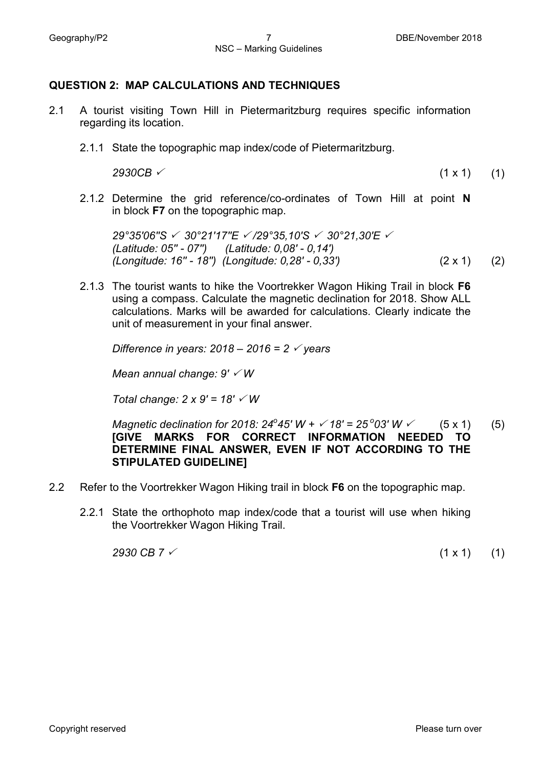## QUESTION 2: MAP CALCULATIONS AND TECHNIQUES

2.1 A tourist visiting Town Hill in Pietermaritzburg requires specific information regarding its location.

2.1.1 State the topographic map index/code of Pietermaritzburg.

*2930CB* ✓ (1 x 1) (1)

2.1.2 Determine the grid reference/co-ordinates of Town Hill at point **N** in block **F7** on the topographic map.

*29°35'06''S* ✓ *30°21'17''E* ✓*/29°35,10'S* ✓ *30°21,30'E* ✓
*(Latitude: 05'' - 07'') (Latitude: 0,08' - 0,14')*
*(Longitude: 16'' - 18'') (Longitude: 0,28' - 0,33')* (2 x 1) (2)

2.1.3 The tourist wants to hike the Voortrekker Wagon Hiking Trail in block **F6** using a compass. Calculate the magnetic declination for 2018. Show ALL calculations. Marks will be awarded for calculations. Clearly indicate the unit of measurement in your final answer.

*Difference in years: 2018 – 2016 = 2* ✓ *years*

*Mean annual change: 9'* ✓ *W*

*Total change: 2 x 9' = 18'* ✓ *W*

*Magnetic declination for 2018: 24°45' W +* ✓ *18' = 25°03' W* ✓ (5 x 1) (5)
**[GIVE MARKS FOR CORRECT INFORMATION NEEDED TO DETERMINE FINAL ANSWER, EVEN IF NOT ACCORDING TO THE STIPULATED GUIDELINE]**

2.2 Refer to the Voortrekker Wagon Hiking trail in block **F6** on the topographic map.

2.2.1 State the orthophoto map index/code that a tourist will use when hiking the Voortrekker Wagon Hiking Trail.

*2930 CB 7* ✓ (1 x 1) (1)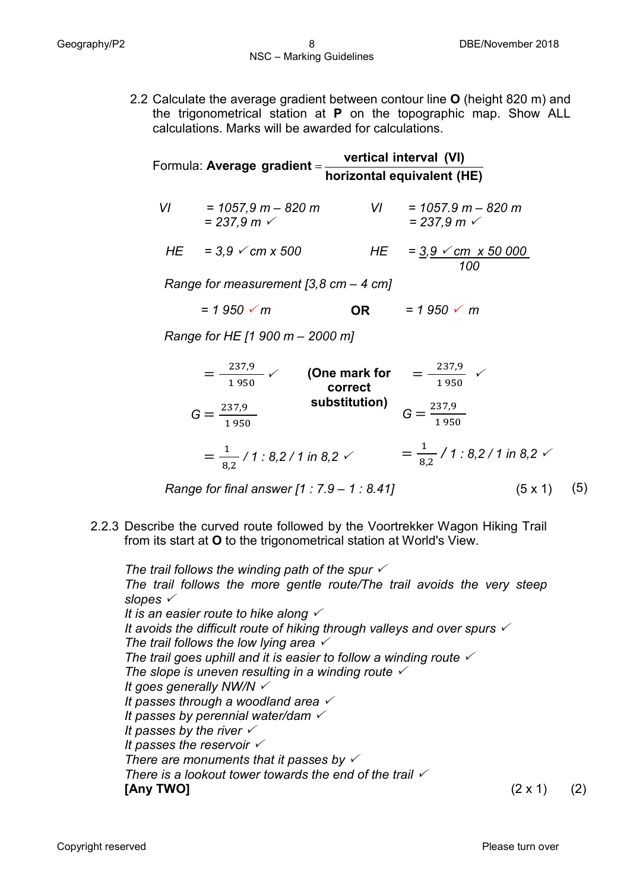2.2 Calculate the average gradient between contour line **O** (height 820 m) and the trigonometrical station at **P** on the topographic map. Show ALL calculations. Marks will be awarded for calculations.

Formula: **Average gradient** $= \dfrac{\textbf{vertical interval (VI)}}{\textbf{horizontal equivalent (HE)}}$

| | | **OR** | |
|---|---|---|---|
| *VI* | *= 1057,9 m – 820 m*<br>*= 237,9 m* ✓ | *VI* | *= 1057.9 m – 820 m*<br>*= 237,9 m* ✓ |
| *HE* | *= 3,9* ✓ *cm x 500* | *HE* | $= \dfrac{3{,}9 \checkmark \text{ cm } \times 50\,000}{100}$ |

*Range for measurement [3,8 cm – 4 cm]*

*= 1 950* ✓ *m* **OR** *= 1 950* ✓ *m*

*Range for HE [1 900 m – 2000 m]*

$= \dfrac{237{,}9}{1\,950}$ ✓ **(One mark for correct substitution)** $= \dfrac{237{,}9}{1\,950}$ ✓

$G = \dfrac{237{,}9}{1\,950}$ $\qquad$ $G = \dfrac{237{,}9}{1\,950}$

$= \dfrac{1}{8{,}2}$ */ 1 : 8,2 / 1 in 8,2* ✓ $\qquad$ $= \dfrac{1}{8{,}2}$ */ 1 : 8,2 / 1 in 8,2* ✓

*Range for final answer [1 : 7.9 – 1 : 8.41]* (5 x 1) (5)

2.2.3 Describe the curved route followed by the Voortrekker Wagon Hiking Trail from its start at **O** to the trigonometrical station at World's View.

*The trail follows the winding path of the spur* ✓
*The trail follows the more gentle route/The trail avoids the very steep slopes* ✓
*It is an easier route to hike along* ✓
*It avoids the difficult route of hiking through valleys and over spurs* ✓
*The trail follows the low lying area* ✓
*The trail goes uphill and it is easier to follow a winding route* ✓
*The slope is uneven resulting in a winding route* ✓
*It goes generally NW/N* ✓
*It passes through a woodland area* ✓
*It passes by perennial water/dam* ✓
*It passes by the river* ✓
*It passes the reservoir* ✓
*There are monuments that it passes by* ✓
*There is a lookout tower towards the end of the trail* ✓
**[Any TWO]** (2 x 1) (2)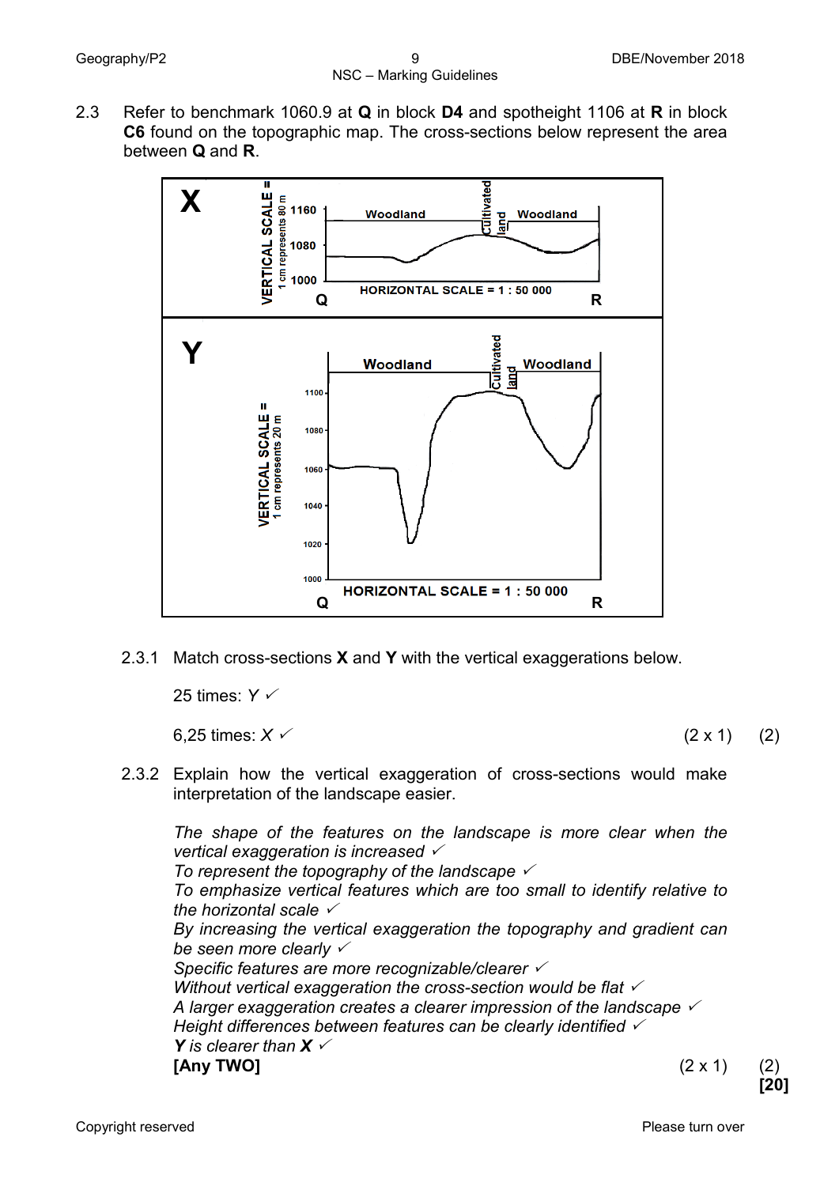2.3 Refer to benchmark 1060.9 at **Q** in block **D4** and spotheight 1106 at **R** in block **C6** found on the topographic map. The cross-sections below represent the area between **Q** and **R**.

2.3.1 Match cross-sections **X** and **Y** with the vertical exaggerations below.

25 times: *Y* ✓

6,25 times: *X* ✓ (2 x 1) (2)

2.3.2 Explain how the vertical exaggeration of cross-sections would make interpretation of the landscape easier.

*The shape of the features on the landscape is more clear when the vertical exaggeration is increased* ✓
*To represent the topography of the landscape* ✓
*To emphasize vertical features which are too small to identify relative to the horizontal scale* ✓
*By increasing the vertical exaggeration the topography and gradient can be seen more clearly* ✓
*Specific features are more recognizable/clearer* ✓
*Without vertical exaggeration the cross-section would be flat* ✓
*A larger exaggeration creates a clearer impression of the landscape* ✓
*Height differences between features can be clearly identified* ✓
***Y** is clearer than **X*** ✓
**[Any TWO]** (2 x 1) (2)
**[20]**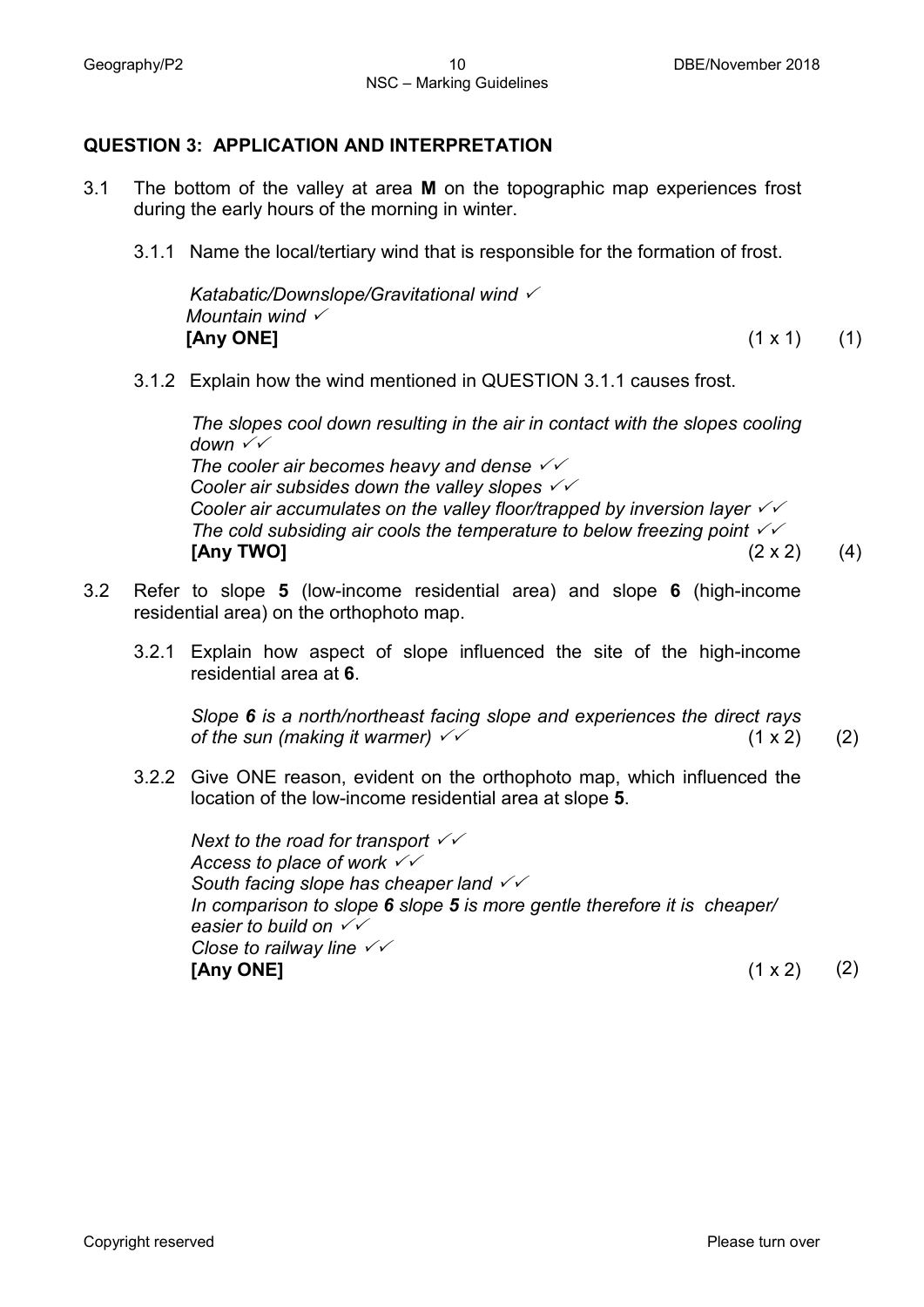## QUESTION 3: APPLICATION AND INTERPRETATION

3.1 The bottom of the valley at area **M** on the topographic map experiences frost during the early hours of the morning in winter.

3.1.1 Name the local/tertiary wind that is responsible for the formation of frost.

*Katabatic/Downslope/Gravitational wind* ✓
*Mountain wind* ✓
**[Any ONE]** (1 x 1) (1)

3.1.2 Explain how the wind mentioned in QUESTION 3.1.1 causes frost.

*The slopes cool down resulting in the air in contact with the slopes cooling down* ✓✓
*The cooler air becomes heavy and dense* ✓✓
*Cooler air subsides down the valley slopes* ✓✓
*Cooler air accumulates on the valley floor/trapped by inversion layer* ✓✓
*The cold subsiding air cools the temperature to below freezing point* ✓✓
**[Any TWO]** (2 x 2) (4)

3.2 Refer to slope **5** (low-income residential area) and slope **6** (high-income residential area) on the orthophoto map.

3.2.1 Explain how aspect of slope influenced the site of the high-income residential area at **6**.

*Slope **6** is a north/northeast facing slope and experiences the direct rays of the sun (making it warmer)* ✓✓ (1 x 2) (2)

3.2.2 Give ONE reason, evident on the orthophoto map, which influenced the location of the low-income residential area at slope **5**.

*Next to the road for transport* ✓✓
*Access to place of work* ✓✓
*South facing slope has cheaper land* ✓✓
*In comparison to slope **6** slope **5** is more gentle therefore it is cheaper/ easier to build on* ✓✓
*Close to railway line* ✓✓
**[Any ONE]** (1 x 2) (2)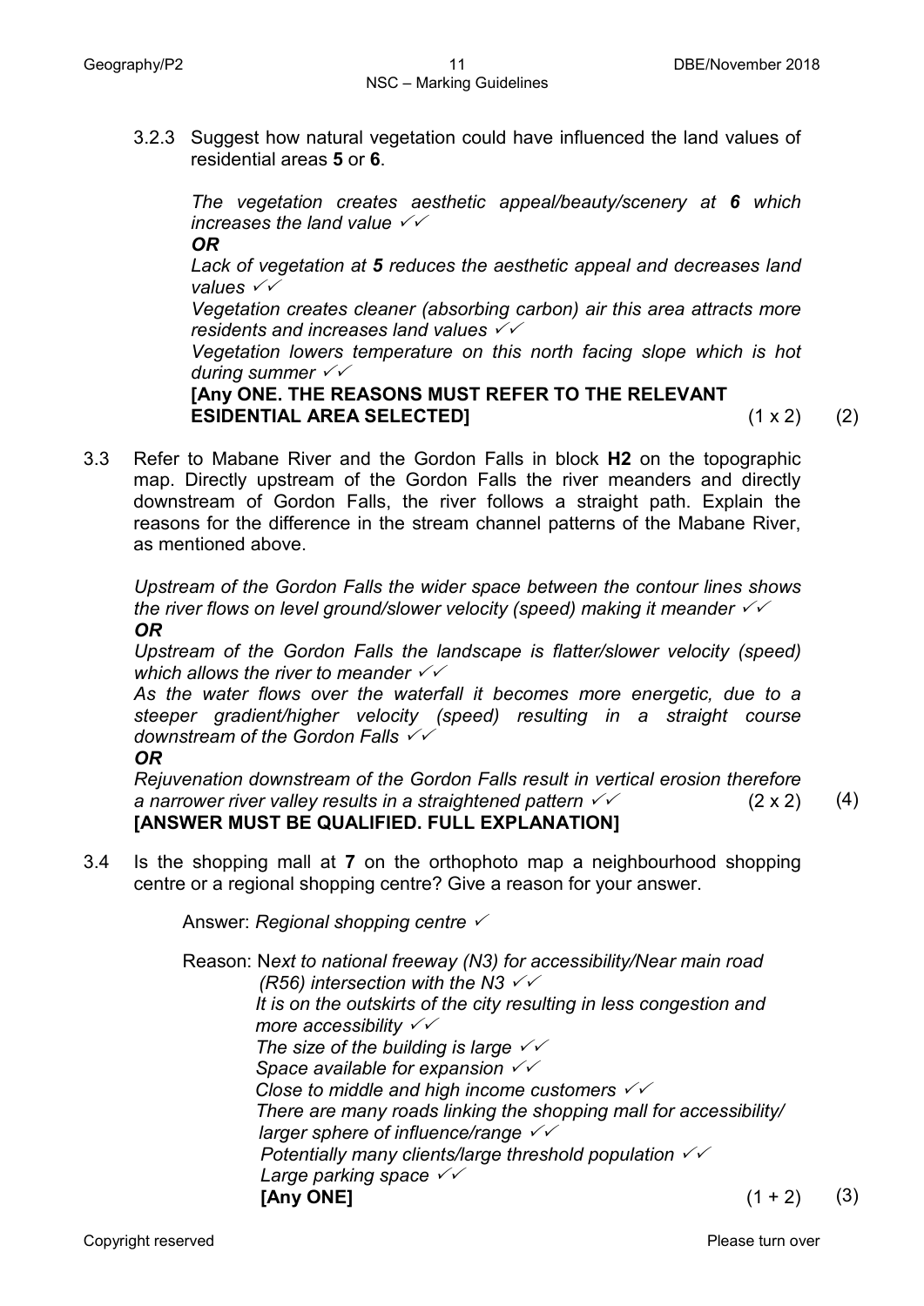3.2.3 Suggest how natural vegetation could have influenced the land values of residential areas **5** or **6**.

*The vegetation creates aesthetic appeal/beauty/scenery at* ***6*** *which increases the land value* ✓✓

***OR***

*Lack of vegetation at* ***5*** *reduces the aesthetic appeal and decreases land values* ✓✓

*Vegetation creates cleaner (absorbing carbon) air this area attracts more residents and increases land values* ✓✓

*Vegetation lowers temperature on this north facing slope which is hot during summer* ✓✓

**[Any ONE. THE REASONS MUST REFER TO THE RELEVANT ESIDENTIAL AREA SELECTED]** (1 x 2) (2)

3.3 Refer to Mabane River and the Gordon Falls in block **H2** on the topographic map. Directly upstream of the Gordon Falls the river meanders and directly downstream of Gordon Falls, the river follows a straight path. Explain the reasons for the difference in the stream channel patterns of the Mabane River, as mentioned above.

*Upstream of the Gordon Falls the wider space between the contour lines shows the river flows on level ground/slower velocity (speed) making it meander* ✓✓

***OR***

*Upstream of the Gordon Falls the landscape is flatter/slower velocity (speed) which allows the river to meander* ✓✓

*As the water flows over the waterfall it becomes more energetic, due to a steeper gradient/higher velocity (speed) resulting in a straight course downstream of the Gordon Falls* ✓✓

***OR***

*Rejuvenation downstream of the Gordon Falls result in vertical erosion therefore a narrower river valley results in a straightened pattern* ✓✓ (2 x 2) (4)

**[ANSWER MUST BE QUALIFIED. FULL EXPLANATION]**

3.4 Is the shopping mall at **7** on the orthophoto map a neighbourhood shopping centre or a regional shopping centre? Give a reason for your answer.

Answer: *Regional shopping centre* ✓

Reason: N*ext to national freeway (N3) for accessibility/Near main road (R56) intersection with the N3* ✓✓

*It is on the outskirts of the city resulting in less congestion and more accessibility* ✓✓

*The size of the building is large* ✓✓

*Space available for expansion* ✓✓

*Close to middle and high income customers* ✓✓

*There are many roads linking the shopping mall for accessibility/ larger sphere of influence/range* ✓✓

*Potentially many clients/large threshold population* ✓✓

*Large parking space* ✓✓

**[Any ONE]** (1 + 2) (3)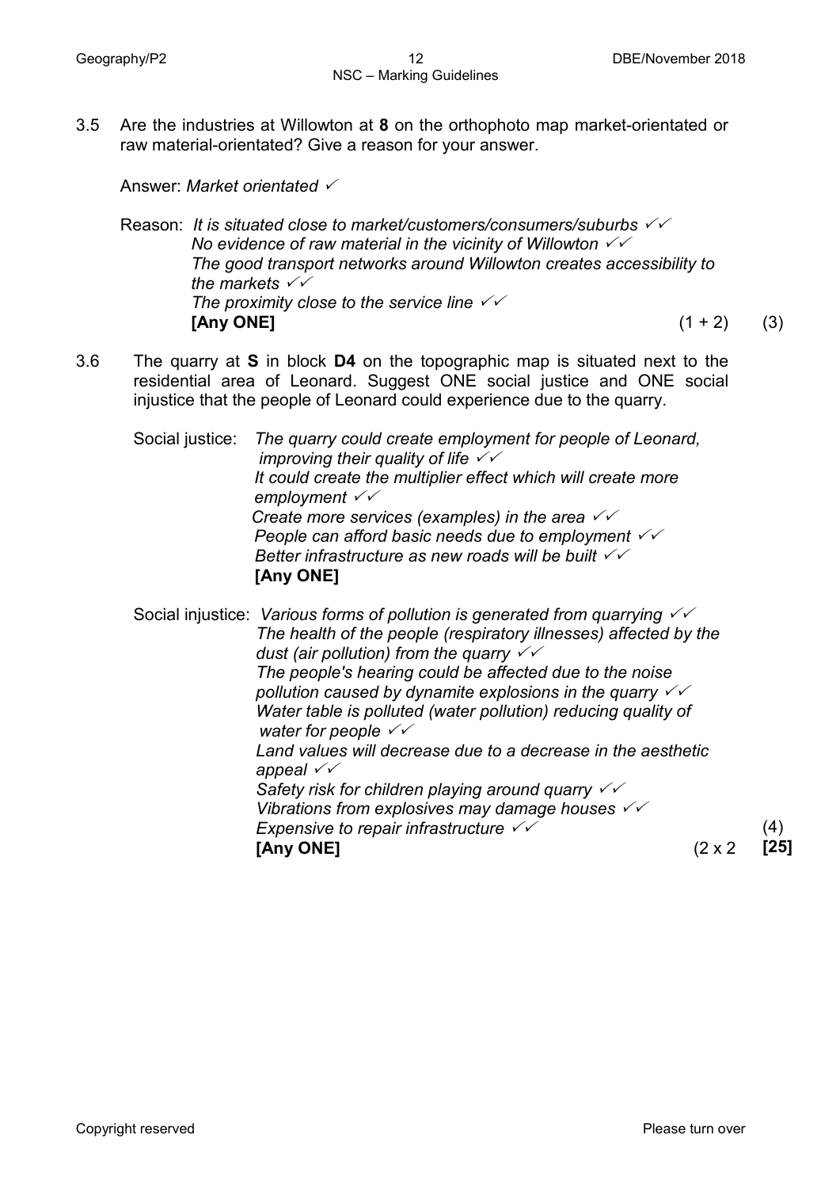3.5 Are the industries at Willowton at **8** on the orthophoto map market-orientated or raw material-orientated? Give a reason for your answer.

Answer: *Market orientated* ✓

Reason: *It is situated close to market/customers/consumers/suburbs* ✓✓
*No evidence of raw material in the vicinity of Willowton* ✓✓
*The good transport networks around Willowton creates accessibility to the markets* ✓✓
*The proximity close to the service line* ✓✓
**[Any ONE]** (1 + 2) (3)

3.6 The quarry at **S** in block **D4** on the topographic map is situated next to the residential area of Leonard. Suggest ONE social justice and ONE social injustice that the people of Leonard could experience due to the quarry.

Social justice: *The quarry could create employment for people of Leonard, improving their quality of life* ✓✓
*It could create the multiplier effect which will create more employment* ✓✓
*Create more services (examples) in the area* ✓✓
*People can afford basic needs due to employment* ✓✓
*Better infrastructure as new roads will be built* ✓✓
**[Any ONE]**

Social injustice: *Various forms of pollution is generated from quarrying* ✓✓
*The health of the people (respiratory illnesses) affected by the dust (air pollution) from the quarry* ✓✓
*The people's hearing could be affected due to the noise pollution caused by dynamite explosions in the quarry* ✓✓
*Water table is polluted (water pollution) reducing quality of water for people* ✓✓
*Land values will decrease due to a decrease in the aesthetic appeal* ✓✓
*Safety risk for children playing around quarry* ✓✓
*Vibrations from explosives may damage houses* ✓✓
*Expensive to repair infrastructure* ✓✓
**[Any ONE]** (2 x 2 (4)

**[25]**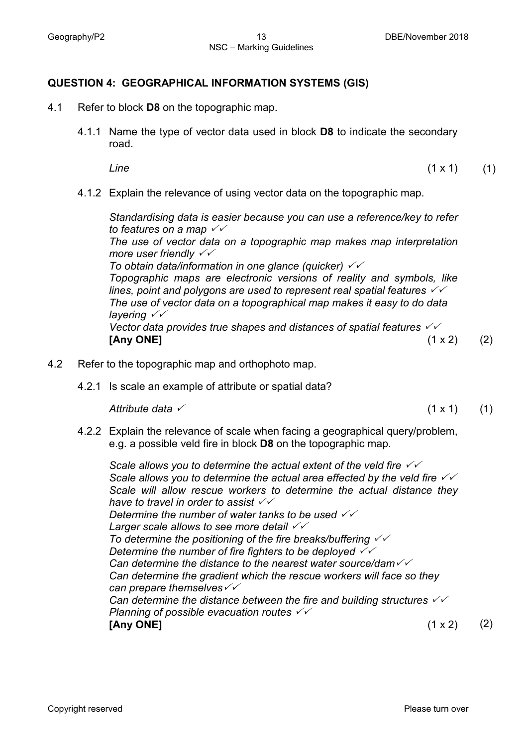## QUESTION 4: GEOGRAPHICAL INFORMATION SYSTEMS (GIS)

4.1 Refer to block **D8** on the topographic map.

4.1.1 Name the type of vector data used in block **D8** to indicate the secondary road.

*Line* (1 x 1) (1)

4.1.2 Explain the relevance of using vector data on the topographic map.

*Standardising data is easier because you can use a reference/key to refer to features on a map* ✓✓
*The use of vector data on a topographic map makes map interpretation more user friendly* ✓✓
*To obtain data/information in one glance (quicker)* ✓✓
*Topographic maps are electronic versions of reality and symbols, like lines, point and polygons are used to represent real spatial features* ✓✓
*The use of vector data on a topographical map makes it easy to do data layering* ✓✓
*Vector data provides true shapes and distances of spatial features* ✓✓
**[Any ONE]** (1 x 2) (2)

4.2 Refer to the topographic map and orthophoto map.

4.2.1 Is scale an example of attribute or spatial data?

*Attribute data* ✓ (1 x 1) (1)

4.2.2 Explain the relevance of scale when facing a geographical query/problem, e.g. a possible veld fire in block **D8** on the topographic map.

*Scale allows you to determine the actual extent of the veld fire* ✓✓
*Scale allows you to determine the actual area effected by the veld fire* ✓✓
*Scale will allow rescue workers to determine the actual distance they have to travel in order to assist* ✓✓
*Determine the number of water tanks to be used* ✓✓
*Larger scale allows to see more detail* ✓✓
*To determine the positioning of the fire breaks/buffering* ✓✓
*Determine the number of fire fighters to be deployed* ✓✓
*Can determine the distance to the nearest water source/dam* ✓✓
*Can determine the gradient which the rescue workers will face so they can prepare themselves* ✓✓
*Can determine the distance between the fire and building structures* ✓✓
*Planning of possible evacuation routes* ✓✓
**[Any ONE]** (1 x 2) (2)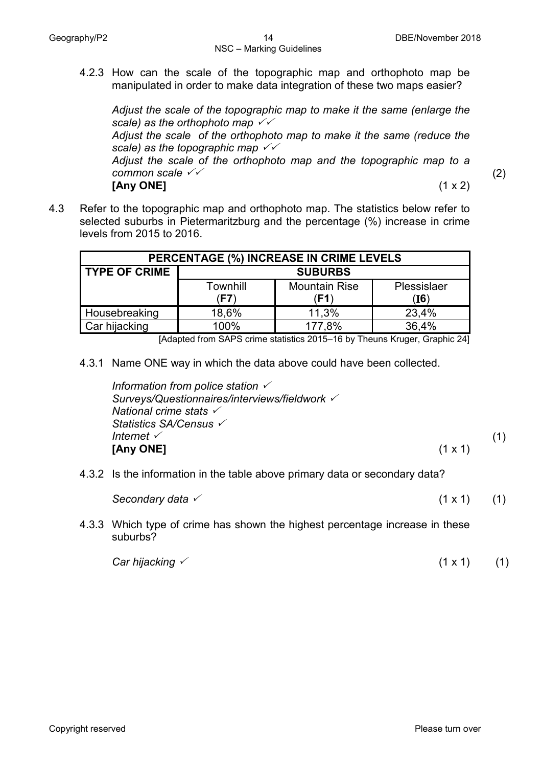4.2.3 How can the scale of the topographic map and orthophoto map be manipulated in order to make data integration of these two maps easier?

*Adjust the scale of the topographic map to make it the same (enlarge the scale) as the orthophoto map ✓✓*
*Adjust the scale of the orthophoto map to make it the same (reduce the scale) as the topographic map ✓✓*
*Adjust the scale of the orthophoto map and the topographic map to a common scale ✓✓*
**[Any ONE]** (1 x 2) (2)

4.3 Refer to the topographic map and orthophoto map. The statistics below refer to selected suburbs in Pietermaritzburg and the percentage (%) increase in crime levels from 2015 to 2016.

| PERCENTAGE (%) INCREASE IN CRIME LEVELS | | | |
|---|---|---|---|
| **TYPE OF CRIME** | **SUBURBS** | | |
| | Townhill (**F7**) | Mountain Rise (**F1**) | Plessislaer (**I6**) |
| Housebreaking | 18,6% | 11,3% | 23,4% |
| Car hijacking | 100% | 177,8% | 36,4% |

[Adapted from SAPS crime statistics 2015–16 by Theuns Kruger, Graphic 24]

4.3.1 Name ONE way in which the data above could have been collected.

*Information from police station ✓*
*Surveys/Questionnaires/interviews/fieldwork ✓*
*National crime stats ✓*
*Statistics SA/Census ✓*
*Internet ✓*
**[Any ONE]** (1 x 1) (1)

4.3.2 Is the information in the table above primary data or secondary data?

*Secondary data ✓* (1 x 1) (1)

4.3.3 Which type of crime has shown the highest percentage increase in these suburbs?

*Car hijacking ✓* (1 x 1) (1)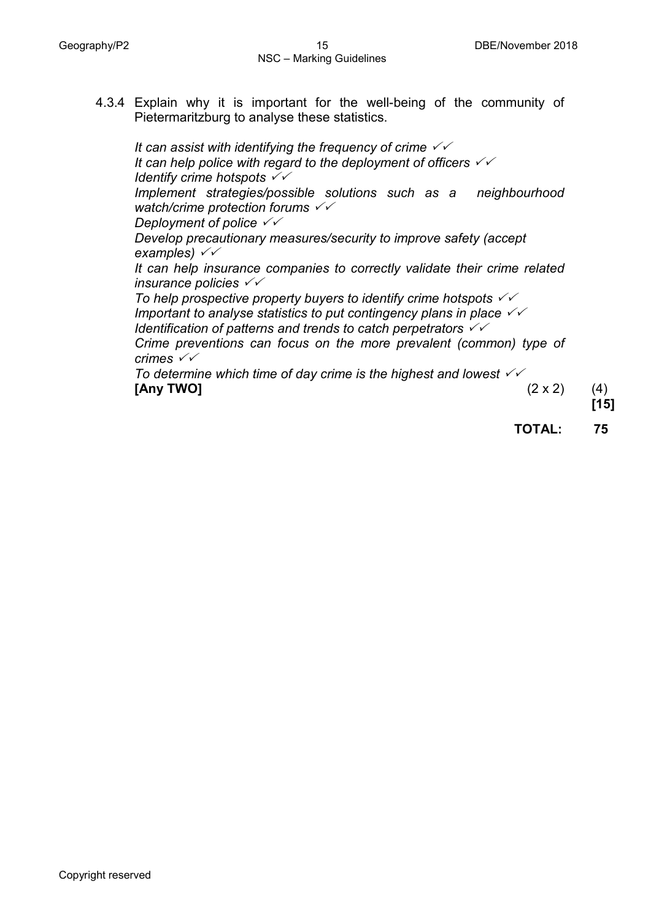4.3.4 Explain why it is important for the well-being of the community of Pietermaritzburg to analyse these statistics.

*It can assist with identifying the frequency of crime* ✓✓
*It can help police with regard to the deployment of officers* ✓✓
*Identify crime hotspots* ✓✓
*Implement strategies/possible solutions such as a neighbourhood watch/crime protection forums* ✓✓
*Deployment of police* ✓✓
*Develop precautionary measures/security to improve safety (accept examples)* ✓✓
*It can help insurance companies to correctly validate their crime related insurance policies* ✓✓
*To help prospective property buyers to identify crime hotspots* ✓✓
*Important to analyse statistics to put contingency plans in place* ✓✓
*Identification of patterns and trends to catch perpetrators* ✓✓
*Crime preventions can focus on the more prevalent (common) type of crimes* ✓✓
*To determine which time of day crime is the highest and lowest* ✓✓
**[Any TWO]** (2 x 2) (4)

**[15]**

**TOTAL: 75**